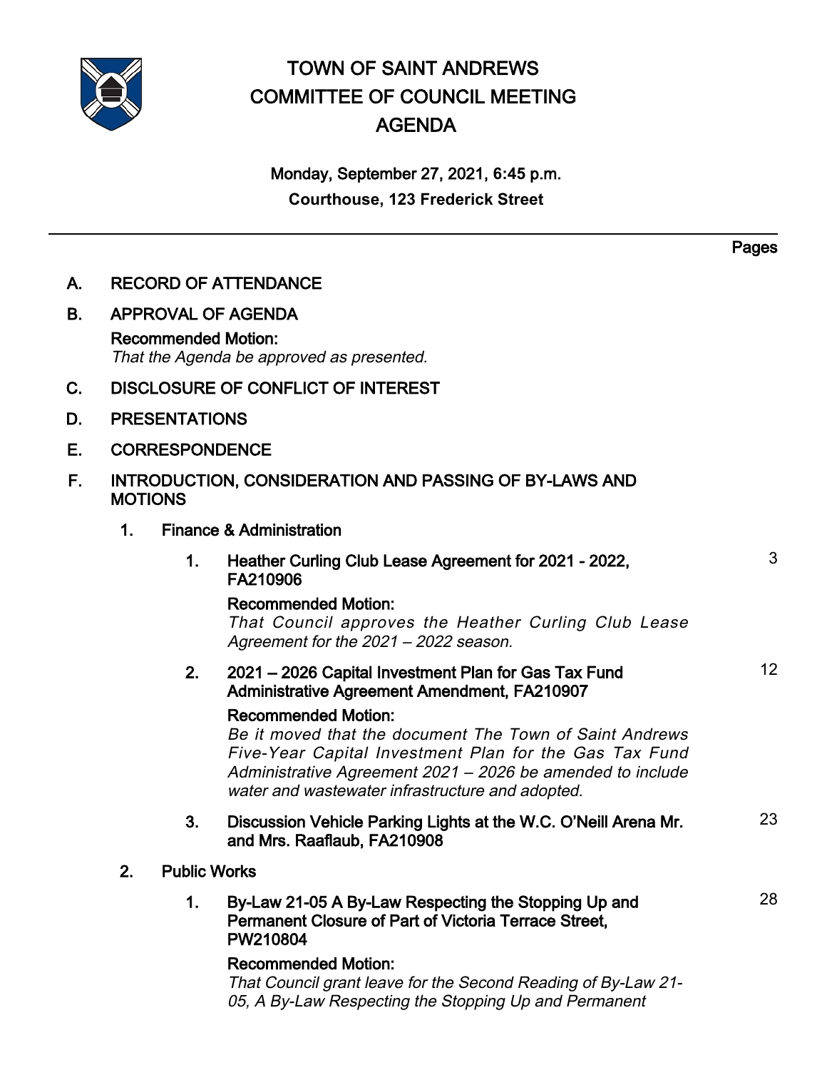# TOWN OF SAINT ANDREWS
# COMMITTEE OF COUNCIL MEETING
# AGENDA

**Monday, September 27, 2021, 6:45 p.m.**
**Courthouse, 123 Frederick Street**

---

**Pages**

**A. RECORD OF ATTENDANCE**

**B. APPROVAL OF AGENDA**

**Recommended Motion:**
*That the Agenda be approved as presented.*

**C. DISCLOSURE OF CONFLICT OF INTEREST**

**D. PRESENTATIONS**

**E. CORRESPONDENCE**

**F. INTRODUCTION, CONSIDERATION AND PASSING OF BY-LAWS AND MOTIONS**

**1. Finance & Administration**

**1. Heather Curling Club Lease Agreement for 2021 - 2022, FA210906** — 3

**Recommended Motion:**
*That Council approves the Heather Curling Club Lease Agreement for the 2021 – 2022 season.*

**2. 2021 – 2026 Capital Investment Plan for Gas Tax Fund Administrative Agreement Amendment, FA210907** — 12

**Recommended Motion:**
*Be it moved that the document The Town of Saint Andrews Five-Year Capital Investment Plan for the Gas Tax Fund Administrative Agreement 2021 – 2026 be amended to include water and wastewater infrastructure and adopted.*

**3. Discussion Vehicle Parking Lights at the W.C. O'Neill Arena Mr. and Mrs. Raaflaub, FA210908** — 23

**2. Public Works**

**1. By-Law 21-05 A By-Law Respecting the Stopping Up and Permanent Closure of Part of Victoria Terrace Street, PW210804** — 28

**Recommended Motion:**
*That Council grant leave for the Second Reading of By-Law 21-05, A By-Law Respecting the Stopping Up and Permanent*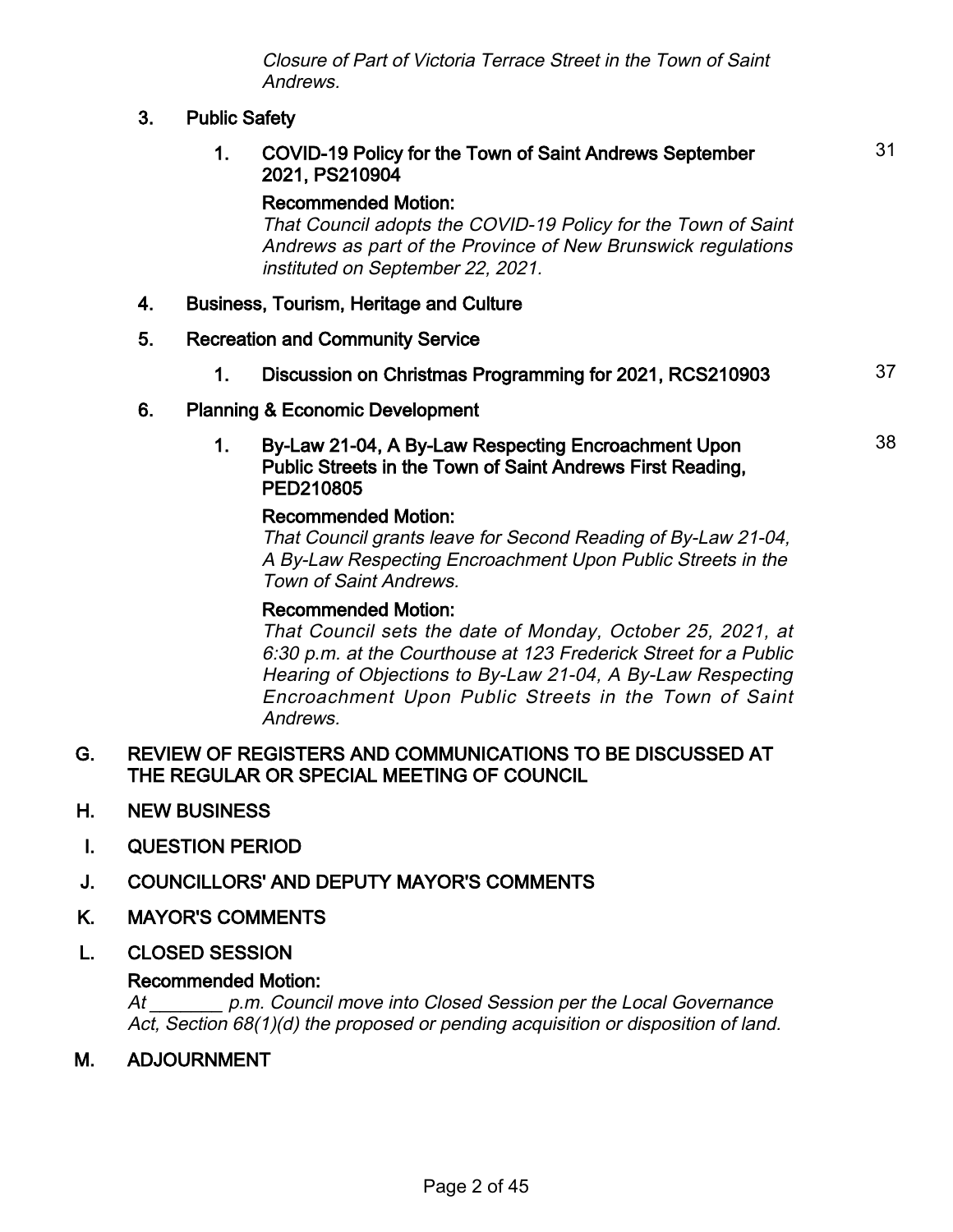*Closure of Part of Victoria Terrace Street in the Town of Saint Andrews.*

3. **Public Safety**

   1. **COVID-19 Policy for the Town of Saint Andrews September 2021, PS210904** — 31

      **Recommended Motion:**
      *That Council adopts the COVID-19 Policy for the Town of Saint Andrews as part of the Province of New Brunswick regulations instituted on September 22, 2021.*

4. **Business, Tourism, Heritage and Culture**

5. **Recreation and Community Service**

   1. **Discussion on Christmas Programming for 2021, RCS210903** — 37

6. **Planning & Economic Development**

   1. **By-Law 21-04, A By-Law Respecting Encroachment Upon Public Streets in the Town of Saint Andrews First Reading, PED210805** — 38

      **Recommended Motion:**
      *That Council grants leave for Second Reading of By-Law 21-04, A By-Law Respecting Encroachment Upon Public Streets in the Town of Saint Andrews.*

      **Recommended Motion:**
      *That Council sets the date of Monday, October 25, 2021, at 6:30 p.m. at the Courthouse at 123 Frederick Street for a Public Hearing of Objections to By-Law 21-04, A By-Law Respecting Encroachment Upon Public Streets in the Town of Saint Andrews.*

## G. REVIEW OF REGISTERS AND COMMUNICATIONS TO BE DISCUSSED AT THE REGULAR OR SPECIAL MEETING OF COUNCIL

## H. NEW BUSINESS

## I. QUESTION PERIOD

## J. COUNCILLORS' AND DEPUTY MAYOR'S COMMENTS

## K. MAYOR'S COMMENTS

## L. CLOSED SESSION

**Recommended Motion:**
*At _______ p.m. Council move into Closed Session per the Local Governance Act, Section 68(1)(d) the proposed or pending acquisition or disposition of land.*

## M. ADJOURNMENT